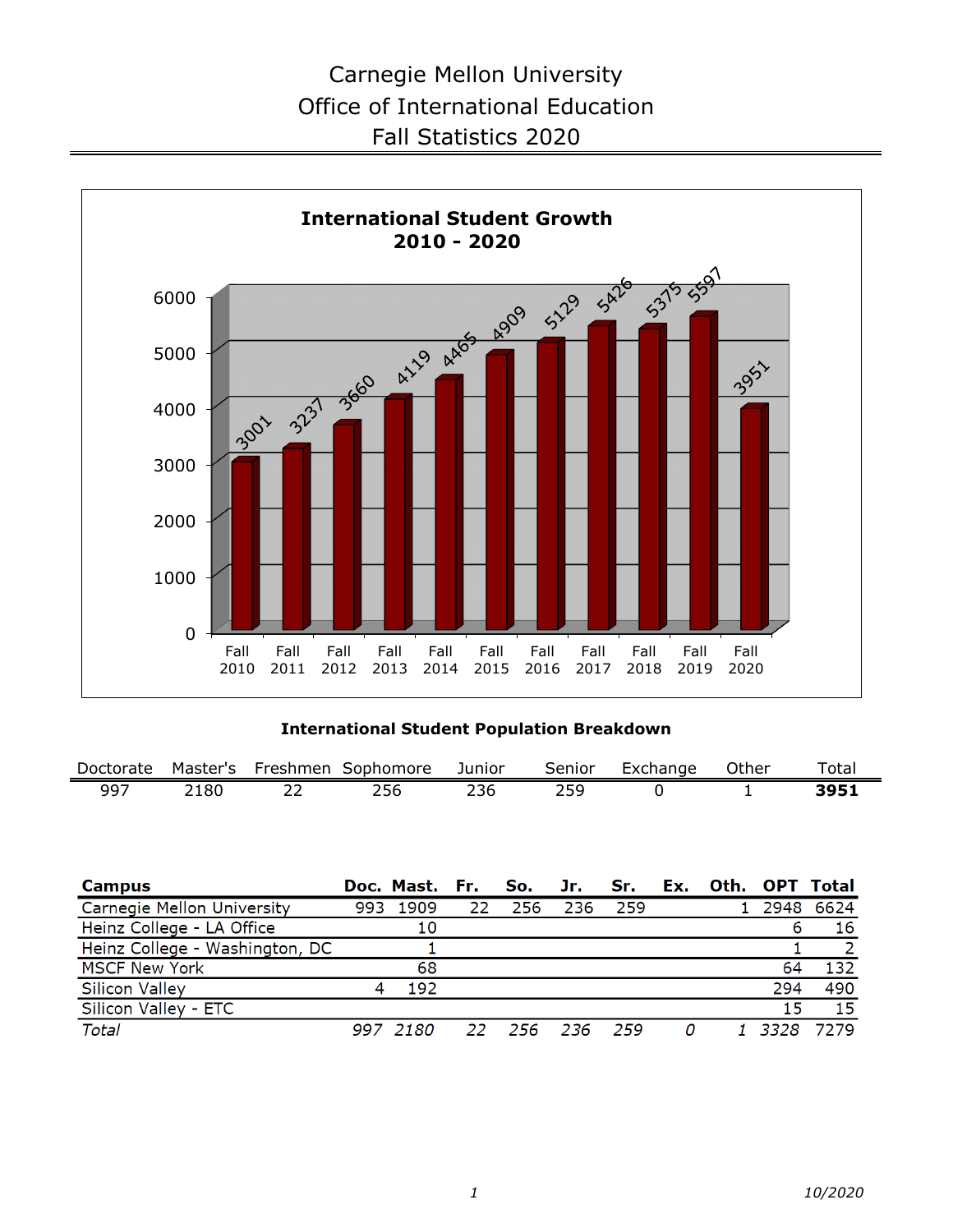# Carnegie Mellon University
## Office of International Education
## Fall Statistics 2020

### International Student Growth 2010 - 2020

| Fall 2010 | Fall 2011 | Fall 2012 | Fall 2013 | Fall 2014 | Fall 2015 | Fall 2016 | Fall 2017 | Fall 2018 | Fall 2019 | Fall 2020 |
|---|---|---|---|---|---|---|---|---|---|---|
| 3001 | 3237 | 3660 | 4119 | 4465 | 4909 | 5129 | 5426 | 5375 | 5597 | 3951 |

### International Student Population Breakdown

| Doctorate | Master's | Freshmen | Sophomore | Junior | Senior | Exchange | Other | Total |
|---|---|---|---|---|---|---|---|---|
| 997 | 2180 | 22 | 256 | 236 | 259 | 0 | 1 | **3951** |

| **Campus** | **Doc.** | **Mast.** | **Fr.** | **So.** | **Jr.** | **Sr.** | **Ex.** | **Oth.** | **OPT** | **Total** |
|---|---|---|---|---|---|---|---|---|---|---|
| Carnegie Mellon University | 993 | 1909 | 22 | 256 | 236 | 259 | | 1 | 2948 | 6624 |
| Heinz College - LA Office | | 10 | | | | | | | 6 | 16 |
| Heinz College - Washington, DC | | 1 | | | | | | | 1 | 2 |
| MSCF New York | | 68 | | | | | | | 64 | 132 |
| Silicon Valley | 4 | 192 | | | | | | | 294 | 490 |
| Silicon Valley - ETC | | | | | | | | | 15 | 15 |
| *Total* | *997* | *2180* | *22* | *256* | *236* | *259* | *0* | *1* | *3328* | *7279* |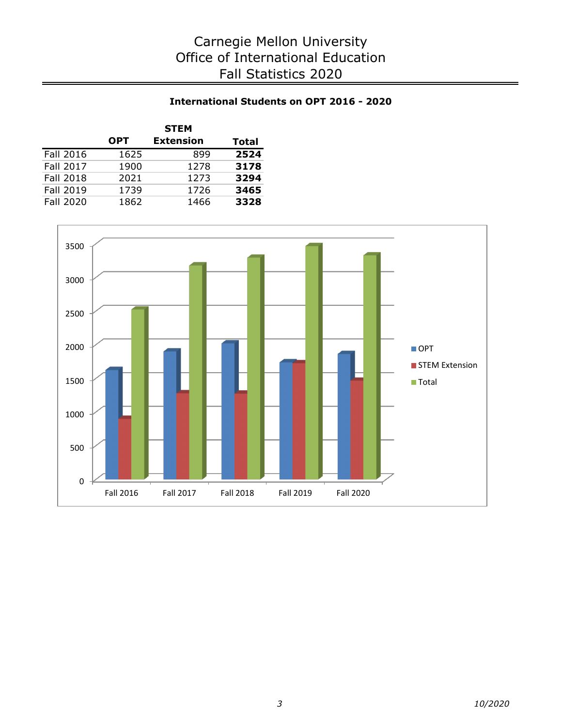# Carnegie Mellon University
# Office of International Education
# Fall Statistics 2020

### International Students on OPT 2016 - 2020

| | OPT | STEM Extension | Total |
|---|---|---|---|
| Fall 2016 | 1625 | 899 | **2524** |
| Fall 2017 | 1900 | 1278 | **3178** |
| Fall 2018 | 2021 | 1273 | **3294** |
| Fall 2019 | 1739 | 1726 | **3465** |
| Fall 2020 | 1862 | 1466 | **3328** |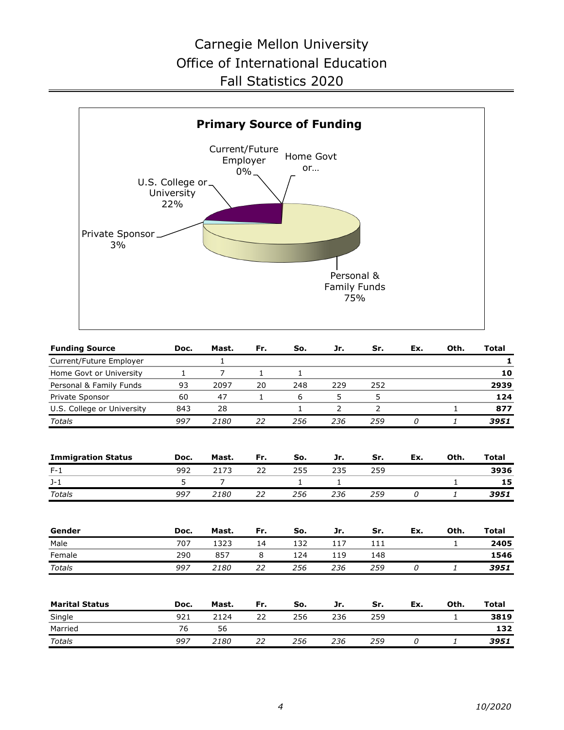# Carnegie Mellon University
# Office of International Education
# Fall Statistics 2020

**Primary Source of Funding**

Current/Future Employer 0%

Home Govt or…

U.S. College or University 22%

Private Sponsor 3%

Personal & Family Funds 75%

| Funding Source | Doc. | Mast. | Fr. | So. | Jr. | Sr. | Ex. | Oth. | Total |
|---|---|---|---|---|---|---|---|---|---|
| Current/Future Employer | | 1 | | | | | | | **1** |
| Home Govt or University | 1 | 7 | 1 | 1 | | | | | **10** |
| Personal & Family Funds | 93 | 2097 | 20 | 248 | 229 | 252 | | | **2939** |
| Private Sponsor | 60 | 47 | 1 | 6 | 5 | 5 | | | **124** |
| U.S. College or University | 843 | 28 | | 1 | 2 | 2 | | 1 | **877** |
| *Totals* | *997* | *2180* | *22* | *256* | *236* | *259* | *0* | *1* | ***3951*** |

| Immigration Status | Doc. | Mast. | Fr. | So. | Jr. | Sr. | Ex. | Oth. | Total |
|---|---|---|---|---|---|---|---|---|---|
| F-1 | 992 | 2173 | 22 | 255 | 235 | 259 | | | **3936** |
| J-1 | 5 | 7 | | 1 | 1 | | | 1 | **15** |
| *Totals* | *997* | *2180* | *22* | *256* | *236* | *259* | *0* | *1* | ***3951*** |

| Gender | Doc. | Mast. | Fr. | So. | Jr. | Sr. | Ex. | Oth. | Total |
|---|---|---|---|---|---|---|---|---|---|
| Male | 707 | 1323 | 14 | 132 | 117 | 111 | | 1 | **2405** |
| Female | 290 | 857 | 8 | 124 | 119 | 148 | | | **1546** |
| *Totals* | *997* | *2180* | *22* | *256* | *236* | *259* | *0* | *1* | ***3951*** |

| Marital Status | Doc. | Mast. | Fr. | So. | Jr. | Sr. | Ex. | Oth. | Total |
|---|---|---|---|---|---|---|---|---|---|
| Single | 921 | 2124 | 22 | 256 | 236 | 259 | | 1 | **3819** |
| Married | 76 | 56 | | | | | | | **132** |
| *Totals* | *997* | *2180* | *22* | *256* | *236* | *259* | *0* | *1* | ***3951*** |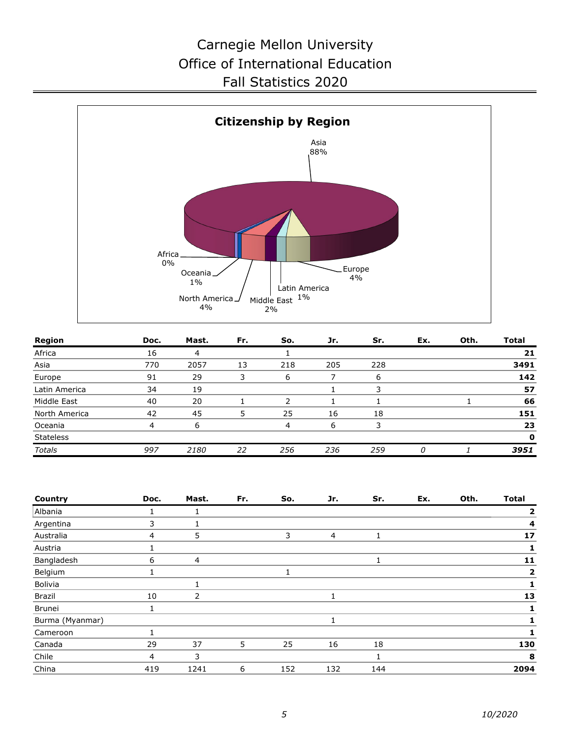# Carnegie Mellon University
# Office of International Education
# Fall Statistics 2020

**Citizenship by Region**

Asia 88%, Europe 4%, North America 4%, Middle East 2%, Latin America 1%, Oceania 1%, Africa 0%

| Region | Doc. | Mast. | Fr. | So. | Jr. | Sr. | Ex. | Oth. | Total |
|---|---|---|---|---|---|---|---|---|---|
| Africa | 16 | 4 | | 1 | | | | | **21** |
| Asia | 770 | 2057 | 13 | 218 | 205 | 228 | | | **3491** |
| Europe | 91 | 29 | 3 | 6 | 7 | 6 | | | **142** |
| Latin America | 34 | 19 | | | 1 | 3 | | | **57** |
| Middle East | 40 | 20 | 1 | 2 | 1 | 1 | | 1 | **66** |
| North America | 42 | 45 | 5 | 25 | 16 | 18 | | | **151** |
| Oceania | 4 | 6 | | 4 | 6 | 3 | | | **23** |
| Stateless | | | | | | | | | **0** |
| *Totals* | *997* | *2180* | *22* | *256* | *236* | *259* | *0* | *1* | ***3951*** |

| Country | Doc. | Mast. | Fr. | So. | Jr. | Sr. | Ex. | Oth. | Total |
|---|---|---|---|---|---|---|---|---|---|
| Albania | 1 | 1 | | | | | | | **2** |
| Argentina | 3 | 1 | | | | | | | **4** |
| Australia | 4 | 5 | | 3 | 4 | 1 | | | **17** |
| Austria | 1 | | | | | | | | **1** |
| Bangladesh | 6 | 4 | | | | 1 | | | **11** |
| Belgium | 1 | | | 1 | | | | | **2** |
| Bolivia | | 1 | | | | | | | **1** |
| Brazil | 10 | 2 | | | 1 | | | | **13** |
| Brunei | 1 | | | | | | | | **1** |
| Burma (Myanmar) | | | | | 1 | | | | **1** |
| Cameroon | 1 | | | | | | | | **1** |
| Canada | 29 | 37 | 5 | 25 | 16 | 18 | | | **130** |
| Chile | 4 | 3 | | | | 1 | | | **8** |
| China | 419 | 1241 | 6 | 152 | 132 | 144 | | | **2094** |

10/2020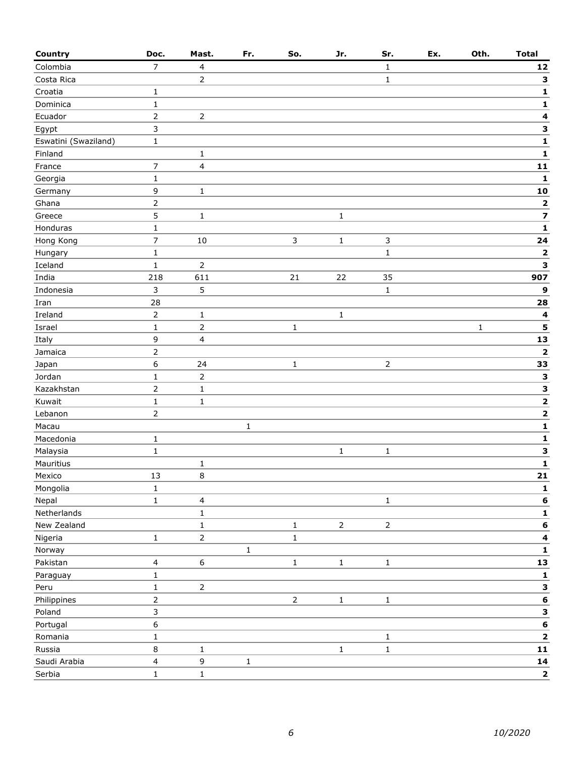| Country | Doc. | Mast. | Fr. | So. | Jr. | Sr. | Ex. | Oth. | Total |
|---|---|---|---|---|---|---|---|---|---|
| Colombia | 7 | 4 | | | | 1 | | | **12** |
| Costa Rica | | 2 | | | | 1 | | | **3** |
| Croatia | 1 | | | | | | | | **1** |
| Dominica | 1 | | | | | | | | **1** |
| Ecuador | 2 | 2 | | | | | | | **4** |
| Egypt | 3 | | | | | | | | **3** |
| Eswatini (Swaziland) | 1 | | | | | | | | **1** |
| Finland | | 1 | | | | | | | **1** |
| France | 7 | 4 | | | | | | | **11** |
| Georgia | 1 | | | | | | | | **1** |
| Germany | 9 | 1 | | | | | | | **10** |
| Ghana | 2 | | | | | | | | **2** |
| Greece | 5 | 1 | | | 1 | | | | **7** |
| Honduras | 1 | | | | | | | | **1** |
| Hong Kong | 7 | 10 | | 3 | 1 | 3 | | | **24** |
| Hungary | 1 | | | | | 1 | | | **2** |
| Iceland | 1 | 2 | | | | | | | **3** |
| India | 218 | 611 | | 21 | 22 | 35 | | | **907** |
| Indonesia | 3 | 5 | | | | 1 | | | **9** |
| Iran | 28 | | | | | | | | **28** |
| Ireland | 2 | 1 | | | 1 | | | | **4** |
| Israel | 1 | 2 | | 1 | | | | 1 | **5** |
| Italy | 9 | 4 | | | | | | | **13** |
| Jamaica | 2 | | | | | | | | **2** |
| Japan | 6 | 24 | | 1 | | 2 | | | **33** |
| Jordan | 1 | 2 | | | | | | | **3** |
| Kazakhstan | 2 | 1 | | | | | | | **3** |
| Kuwait | 1 | 1 | | | | | | | **2** |
| Lebanon | 2 | | | | | | | | **2** |
| Macau | | | 1 | | | | | | **1** |
| Macedonia | 1 | | | | | | | | **1** |
| Malaysia | 1 | | | | 1 | 1 | | | **3** |
| Mauritius | | 1 | | | | | | | **1** |
| Mexico | 13 | 8 | | | | | | | **21** |
| Mongolia | 1 | | | | | | | | **1** |
| Nepal | 1 | 4 | | | | 1 | | | **6** |
| Netherlands | | 1 | | | | | | | **1** |
| New Zealand | | 1 | | 1 | 2 | 2 | | | **6** |
| Nigeria | 1 | 2 | | 1 | | | | | **4** |
| Norway | | | 1 | | | | | | **1** |
| Pakistan | 4 | 6 | | 1 | 1 | 1 | | | **13** |
| Paraguay | 1 | | | | | | | | **1** |
| Peru | 1 | 2 | | | | | | | **3** |
| Philippines | 2 | | | 2 | 1 | 1 | | | **6** |
| Poland | 3 | | | | | | | | **3** |
| Portugal | 6 | | | | | | | | **6** |
| Romania | 1 | | | | | 1 | | | **2** |
| Russia | 8 | 1 | | | 1 | 1 | | | **11** |
| Saudi Arabia | 4 | 9 | 1 | | | | | | **14** |
| Serbia | 1 | 1 | | | | | | | **2** |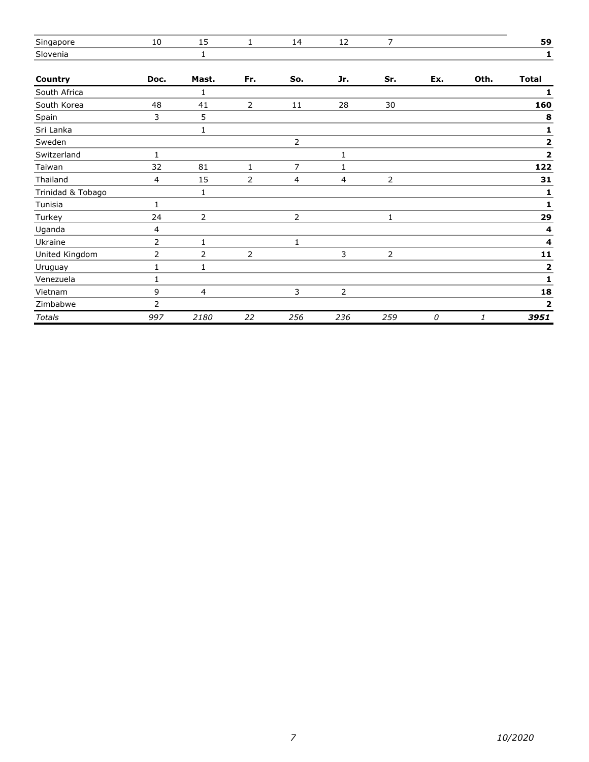| Country | Doc. | Mast. | Fr. | So. | Jr. | Sr. | Ex. | Oth. | Total |
|---|---|---|---|---|---|---|---|---|---|
| Singapore | 10 | 15 | 1 | 14 | 12 | 7 | | | **59** |
| Slovenia | | 1 | | | | | | | **1** |
| South Africa | | 1 | | | | | | | **1** |
| South Korea | 48 | 41 | 2 | 11 | 28 | 30 | | | **160** |
| Spain | 3 | 5 | | | | | | | **8** |
| Sri Lanka | | 1 | | | | | | | **1** |
| Sweden | | | | 2 | | | | | **2** |
| Switzerland | 1 | | | | 1 | | | | **2** |
| Taiwan | 32 | 81 | 1 | 7 | 1 | | | | **122** |
| Thailand | 4 | 15 | 2 | 4 | 4 | 2 | | | **31** |
| Trinidad & Tobago | | 1 | | | | | | | **1** |
| Tunisia | 1 | | | | | | | | **1** |
| Turkey | 24 | 2 | | 2 | | 1 | | | **29** |
| Uganda | 4 | | | | | | | | **4** |
| Ukraine | 2 | 1 | | 1 | | | | | **4** |
| United Kingdom | 2 | 2 | 2 | | 3 | 2 | | | **11** |
| Uruguay | 1 | 1 | | | | | | | **2** |
| Venezuela | 1 | | | | | | | | **1** |
| Vietnam | 9 | 4 | | 3 | 2 | | | | **18** |
| Zimbabwe | 2 | | | | | | | | **2** |
| *Totals* | *997* | *2180* | *22* | *256* | *236* | *259* | *0* | *1* | ***3951*** |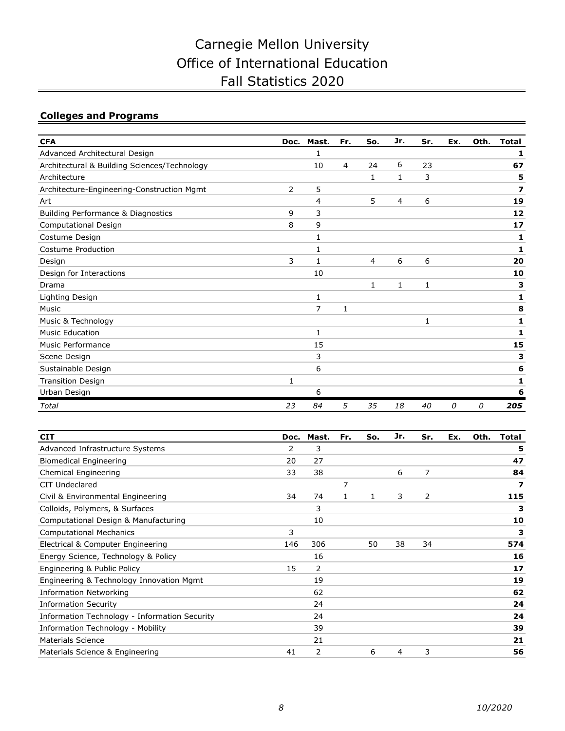# Carnegie Mellon University
# Office of International Education
# Fall Statistics 2020

## Colleges and Programs

| CFA | Doc. | Mast. | Fr. | So. | Jr. | Sr. | Ex. | Oth. | Total |
|---|---|---|---|---|---|---|---|---|---|
| Advanced Architectural Design | | 1 | | | | | | | **1** |
| Architectural & Building Sciences/Technology | | 10 | 4 | 24 | 6 | 23 | | | **67** |
| Architecture | | | | 1 | 1 | 3 | | | **5** |
| Architecture-Engineering-Construction Mgmt | 2 | 5 | | | | | | | **7** |
| Art | | 4 | | 5 | 4 | 6 | | | **19** |
| Building Performance & Diagnostics | 9 | 3 | | | | | | | **12** |
| Computational Design | 8 | 9 | | | | | | | **17** |
| Costume Design | | 1 | | | | | | | **1** |
| Costume Production | | 1 | | | | | | | **1** |
| Design | 3 | 1 | | 4 | 6 | 6 | | | **20** |
| Design for Interactions | | 10 | | | | | | | **10** |
| Drama | | | | 1 | 1 | 1 | | | **3** |
| Lighting Design | | 1 | | | | | | | **1** |
| Music | | 7 | 1 | | | | | | **8** |
| Music & Technology | | | | | | 1 | | | **1** |
| Music Education | | 1 | | | | | | | **1** |
| Music Performance | | 15 | | | | | | | **15** |
| Scene Design | | 3 | | | | | | | **3** |
| Sustainable Design | | 6 | | | | | | | **6** |
| Transition Design | 1 | | | | | | | | **1** |
| Urban Design | | 6 | | | | | | | **6** |
| *Total* | *23* | *84* | *5* | *35* | *18* | *40* | *0* | *0* | ***205*** |

| CIT | Doc. | Mast. | Fr. | So. | Jr. | Sr. | Ex. | Oth. | Total |
|---|---|---|---|---|---|---|---|---|---|
| Advanced Infrastructure Systems | 2 | 3 | | | | | | | **5** |
| Biomedical Engineering | 20 | 27 | | | | | | | **47** |
| Chemical Engineering | 33 | 38 | | | 6 | 7 | | | **84** |
| CIT Undeclared | | | 7 | | | | | | **7** |
| Civil & Environmental Engineering | 34 | 74 | 1 | 1 | 3 | 2 | | | **115** |
| Colloids, Polymers, & Surfaces | | 3 | | | | | | | **3** |
| Computational Design & Manufacturing | | 10 | | | | | | | **10** |
| Computational Mechanics | 3 | | | | | | | | **3** |
| Electrical & Computer Engineering | 146 | 306 | | 50 | 38 | 34 | | | **574** |
| Energy Science, Technology & Policy | | 16 | | | | | | | **16** |
| Engineering & Public Policy | 15 | 2 | | | | | | | **17** |
| Engineering & Technology Innovation Mgmt | | 19 | | | | | | | **19** |
| Information Networking | | 62 | | | | | | | **62** |
| Information Security | | 24 | | | | | | | **24** |
| Information Technology - Information Security | | 24 | | | | | | | **24** |
| Information Technology - Mobility | | 39 | | | | | | | **39** |
| Materials Science | | 21 | | | | | | | **21** |
| Materials Science & Engineering | 41 | 2 | | 6 | 4 | 3 | | | **56** |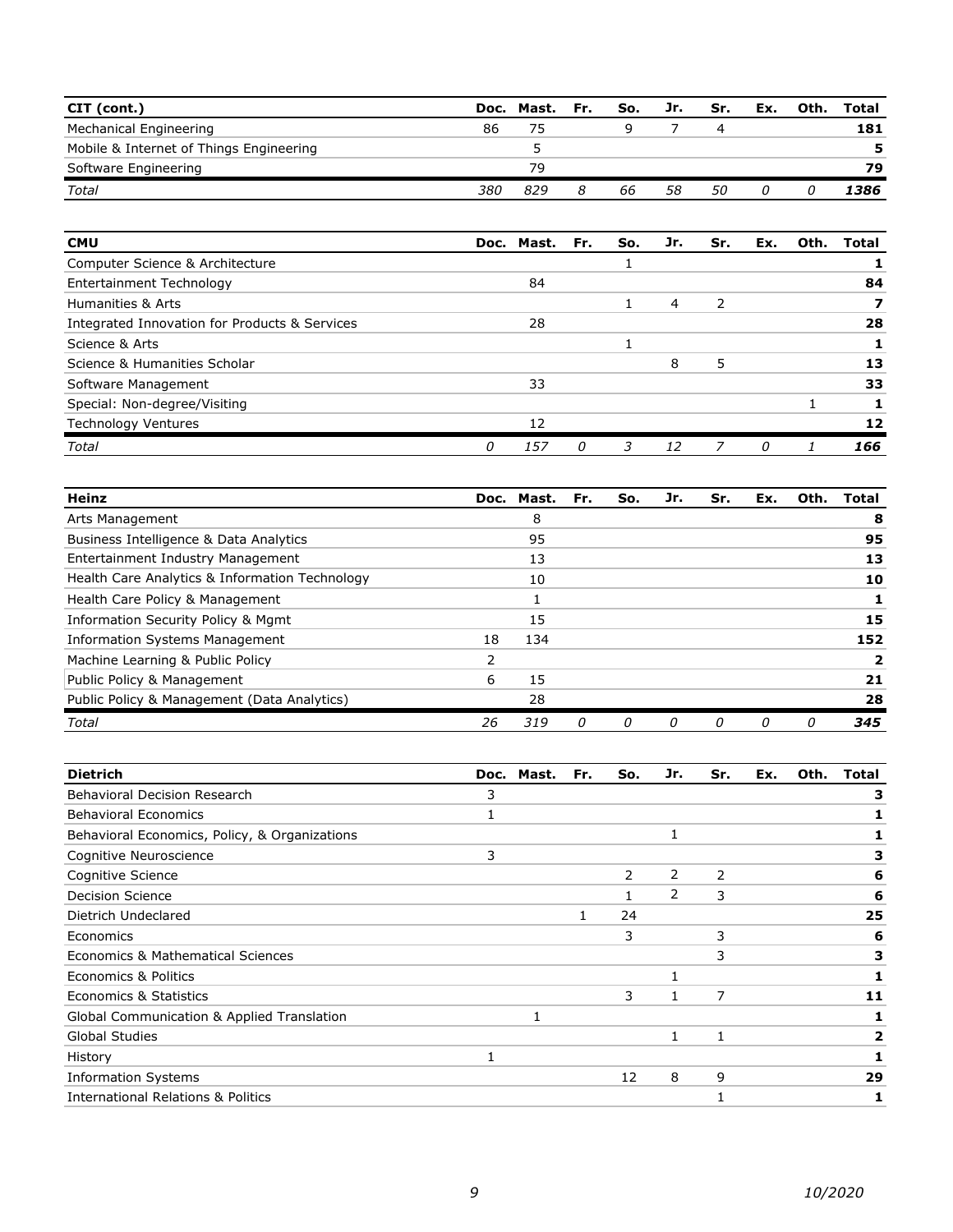| CIT (cont.) | Doc. | Mast. | Fr. | So. | Jr. | Sr. | Ex. | Oth. | Total |
|---|---|---|---|---|---|---|---|---|---|
| Mechanical Engineering | 86 | 75 | | 9 | 7 | 4 | | | **181** |
| Mobile & Internet of Things Engineering | | 5 | | | | | | | **5** |
| Software Engineering | | 79 | | | | | | | **79** |
| *Total* | *380* | *829* | *8* | *66* | *58* | *50* | *0* | *0* | ***1386*** |

| CMU | Doc. | Mast. | Fr. | So. | Jr. | Sr. | Ex. | Oth. | Total |
|---|---|---|---|---|---|---|---|---|---|
| Computer Science & Architecture | | | | 1 | | | | | **1** |
| Entertainment Technology | | 84 | | | | | | | **84** |
| Humanities & Arts | | | | 1 | 4 | 2 | | | **7** |
| Integrated Innovation for Products & Services | | 28 | | | | | | | **28** |
| Science & Arts | | | | 1 | | | | | **1** |
| Science & Humanities Scholar | | | | | 8 | 5 | | | **13** |
| Software Management | | 33 | | | | | | | **33** |
| Special: Non-degree/Visiting | | | | | | | | 1 | **1** |
| Technology Ventures | | 12 | | | | | | | **12** |
| *Total* | *0* | *157* | *0* | *3* | *12* | *7* | *0* | *1* | ***166*** |

| Heinz | Doc. | Mast. | Fr. | So. | Jr. | Sr. | Ex. | Oth. | Total |
|---|---|---|---|---|---|---|---|---|---|
| Arts Management | | 8 | | | | | | | **8** |
| Business Intelligence & Data Analytics | | 95 | | | | | | | **95** |
| Entertainment Industry Management | | 13 | | | | | | | **13** |
| Health Care Analytics & Information Technology | | 10 | | | | | | | **10** |
| Health Care Policy & Management | | 1 | | | | | | | **1** |
| Information Security Policy & Mgmt | | 15 | | | | | | | **15** |
| Information Systems Management | 18 | 134 | | | | | | | **152** |
| Machine Learning & Public Policy | 2 | | | | | | | | **2** |
| Public Policy & Management | 6 | 15 | | | | | | | **21** |
| Public Policy & Management (Data Analytics) | | 28 | | | | | | | **28** |
| *Total* | *26* | *319* | *0* | *0* | *0* | *0* | *0* | *0* | ***345*** |

| Dietrich | Doc. | Mast. | Fr. | So. | Jr. | Sr. | Ex. | Oth. | Total |
|---|---|---|---|---|---|---|---|---|---|
| Behavioral Decision Research | 3 | | | | | | | | **3** |
| Behavioral Economics | 1 | | | | | | | | **1** |
| Behavioral Economics, Policy, & Organizations | | | | | 1 | | | | **1** |
| Cognitive Neuroscience | 3 | | | | | | | | **3** |
| Cognitive Science | | | | 2 | 2 | 2 | | | **6** |
| Decision Science | | | | 1 | 2 | 3 | | | **6** |
| Dietrich Undeclared | | | 1 | 24 | | | | | **25** |
| Economics | | | | 3 | | 3 | | | **6** |
| Economics & Mathematical Sciences | | | | | | 3 | | | **3** |
| Economics & Politics | | | | | 1 | | | | **1** |
| Economics & Statistics | | | | 3 | 1 | 7 | | | **11** |
| Global Communication & Applied Translation | | 1 | | | | | | | **1** |
| Global Studies | | | | | 1 | 1 | | | **2** |
| History | 1 | | | | | | | | **1** |
| Information Systems | | | | 12 | 8 | 9 | | | **29** |
| International Relations & Politics | | | | | | 1 | | | **1** |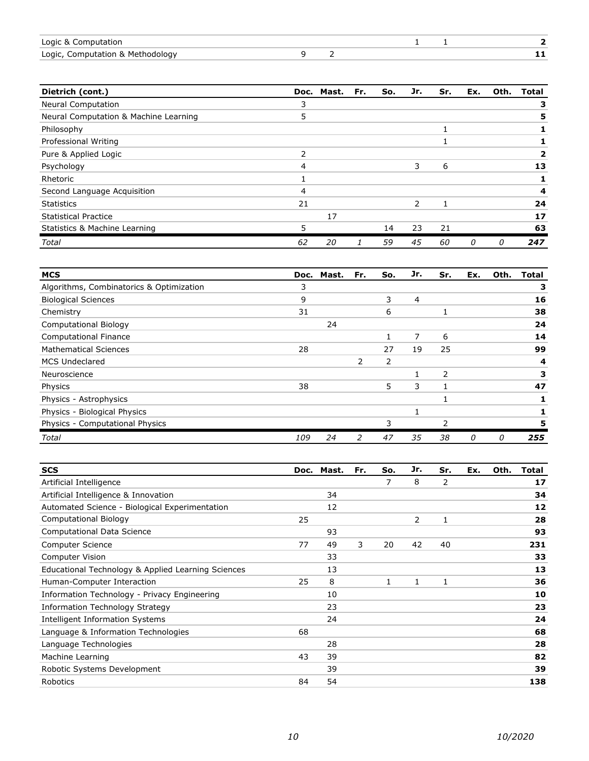| Logic & Computation | | | | | 1 | 1 | | | **2** |
|---|---|---|---|---|---|---|---|---|---|
| Logic, Computation & Methodology | 9 | 2 | | | | | | | **11** |

| **Dietrich (cont.)** | **Doc.** | **Mast.** | **Fr.** | **So.** | **Jr.** | **Sr.** | **Ex.** | **Oth.** | **Total** |
|---|---|---|---|---|---|---|---|---|---|
| Neural Computation | 3 | | | | | | | | **3** |
| Neural Computation & Machine Learning | 5 | | | | | | | | **5** |
| Philosophy | | | | | | 1 | | | **1** |
| Professional Writing | | | | | | 1 | | | **1** |
| Pure & Applied Logic | 2 | | | | | | | | **2** |
| Psychology | 4 | | | | 3 | 6 | | | **13** |
| Rhetoric | 1 | | | | | | | | **1** |
| Second Language Acquisition | 4 | | | | | | | | **4** |
| Statistics | 21 | | | | 2 | 1 | | | **24** |
| Statistical Practice | | 17 | | | | | | | **17** |
| Statistics & Machine Learning | 5 | | | 14 | 23 | 21 | | | **63** |
| *Total* | *62* | *20* | *1* | *59* | *45* | *60* | *0* | *0* | ***247*** |

| **MCS** | **Doc.** | **Mast.** | **Fr.** | **So.** | **Jr.** | **Sr.** | **Ex.** | **Oth.** | **Total** |
|---|---|---|---|---|---|---|---|---|---|
| Algorithms, Combinatorics & Optimization | 3 | | | | | | | | **3** |
| Biological Sciences | 9 | | | 3 | 4 | | | | **16** |
| Chemistry | 31 | | | 6 | | 1 | | | **38** |
| Computational Biology | | 24 | | | | | | | **24** |
| Computational Finance | | | | 1 | 7 | 6 | | | **14** |
| Mathematical Sciences | 28 | | | 27 | 19 | 25 | | | **99** |
| MCS Undeclared | | | 2 | 2 | | | | | **4** |
| Neuroscience | | | | | 1 | 2 | | | **3** |
| Physics | 38 | | | 5 | 3 | 1 | | | **47** |
| Physics - Astrophysics | | | | | | 1 | | | **1** |
| Physics - Biological Physics | | | | | 1 | | | | **1** |
| Physics - Computational Physics | | | | 3 | | 2 | | | **5** |
| *Total* | *109* | *24* | *2* | *47* | *35* | *38* | *0* | *0* | ***255*** |

| **SCS** | **Doc.** | **Mast.** | **Fr.** | **So.** | **Jr.** | **Sr.** | **Ex.** | **Oth.** | **Total** |
|---|---|---|---|---|---|---|---|---|---|
| Artificial Intelligence | | | | 7 | 8 | 2 | | | **17** |
| Artificial Intelligence & Innovation | | 34 | | | | | | | **34** |
| Automated Science - Biological Experimentation | | 12 | | | | | | | **12** |
| Computational Biology | 25 | | | | 2 | 1 | | | **28** |
| Computational Data Science | | 93 | | | | | | | **93** |
| Computer Science | 77 | 49 | 3 | 20 | 42 | 40 | | | **231** |
| Computer Vision | | 33 | | | | | | | **33** |
| Educational Technology & Applied Learning Sciences | | 13 | | | | | | | **13** |
| Human-Computer Interaction | 25 | 8 | | 1 | 1 | 1 | | | **36** |
| Information Technology - Privacy Engineering | | 10 | | | | | | | **10** |
| Information Technology Strategy | | 23 | | | | | | | **23** |
| Intelligent Information Systems | | 24 | | | | | | | **24** |
| Language & Information Technologies | 68 | | | | | | | | **68** |
| Language Technologies | | 28 | | | | | | | **28** |
| Machine Learning | 43 | 39 | | | | | | | **82** |
| Robotic Systems Development | | 39 | | | | | | | **39** |
| Robotics | 84 | 54 | | | | | | | **138** |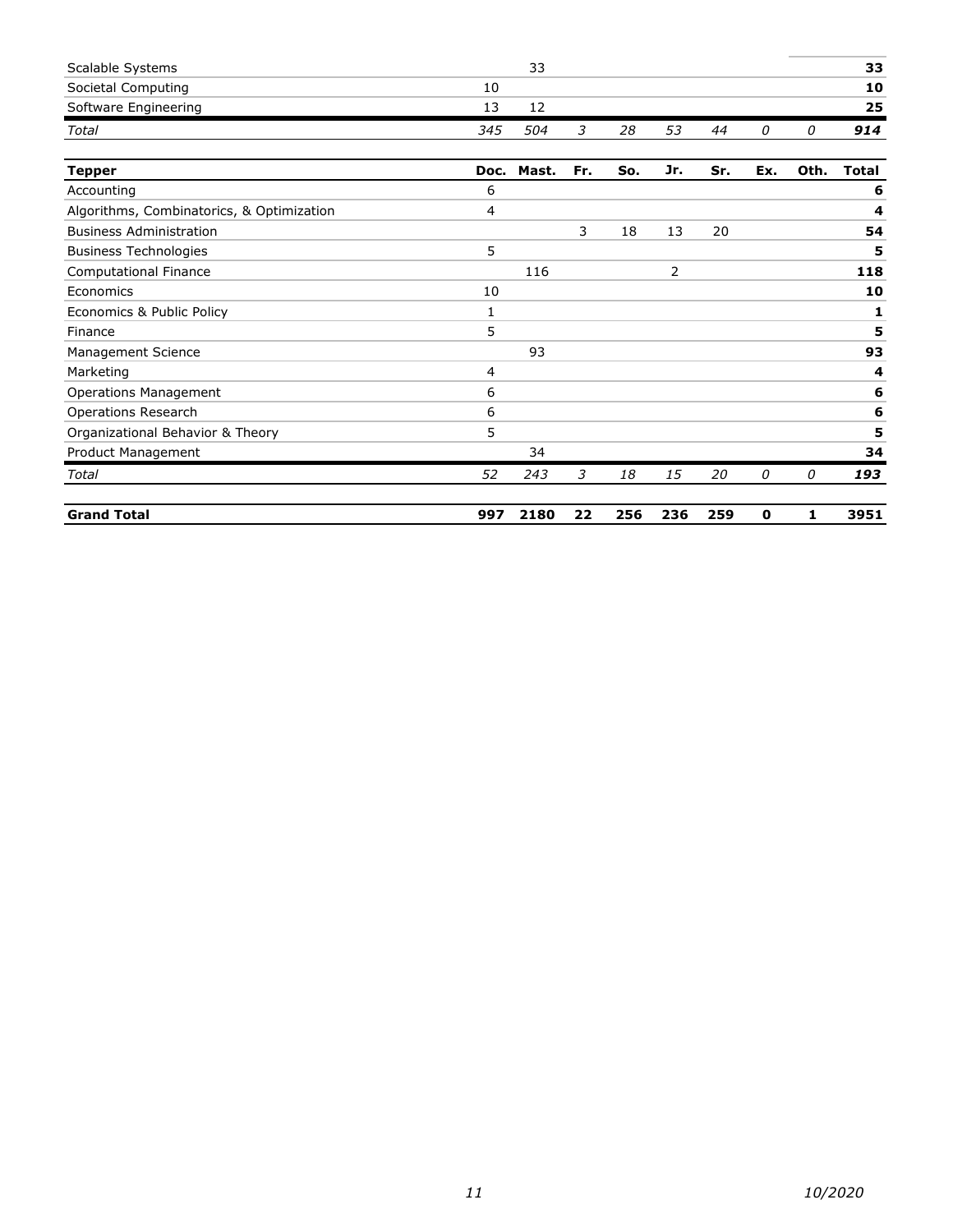| | Doc. | Mast. | Fr. | So. | Jr. | Sr. | Ex. | Oth. | Total |
|---|---|---|---|---|---|---|---|---|---|
| Scalable Systems | | 33 | | | | | | | **33** |
| Societal Computing | 10 | | | | | | | | **10** |
| Software Engineering | 13 | 12 | | | | | | | **25** |
| *Total* | *345* | *504* | *3* | *28* | *53* | *44* | *0* | *0* | ***914*** |

| **Tepper** | **Doc.** | **Mast.** | **Fr.** | **So.** | **Jr.** | **Sr.** | **Ex.** | **Oth.** | **Total** |
|---|---|---|---|---|---|---|---|---|---|
| Accounting | 6 | | | | | | | | **6** |
| Algorithms, Combinatorics, & Optimization | 4 | | | | | | | | **4** |
| Business Administration | | | 3 | 18 | 13 | 20 | | | **54** |
| Business Technologies | 5 | | | | | | | | **5** |
| Computational Finance | | 116 | | | 2 | | | | **118** |
| Economics | 10 | | | | | | | | **10** |
| Economics & Public Policy | 1 | | | | | | | | **1** |
| Finance | 5 | | | | | | | | **5** |
| Management Science | | 93 | | | | | | | **93** |
| Marketing | 4 | | | | | | | | **4** |
| Operations Management | 6 | | | | | | | | **6** |
| Operations Research | 6 | | | | | | | | **6** |
| Organizational Behavior & Theory | 5 | | | | | | | | **5** |
| Product Management | | 34 | | | | | | | **34** |
| *Total* | *52* | *243* | *3* | *18* | *15* | *20* | *0* | *0* | ***193*** |

| **Grand Total** | **997** | **2180** | **22** | **256** | **236** | **259** | **0** | **1** | **3951** |
|---|---|---|---|---|---|---|---|---|---|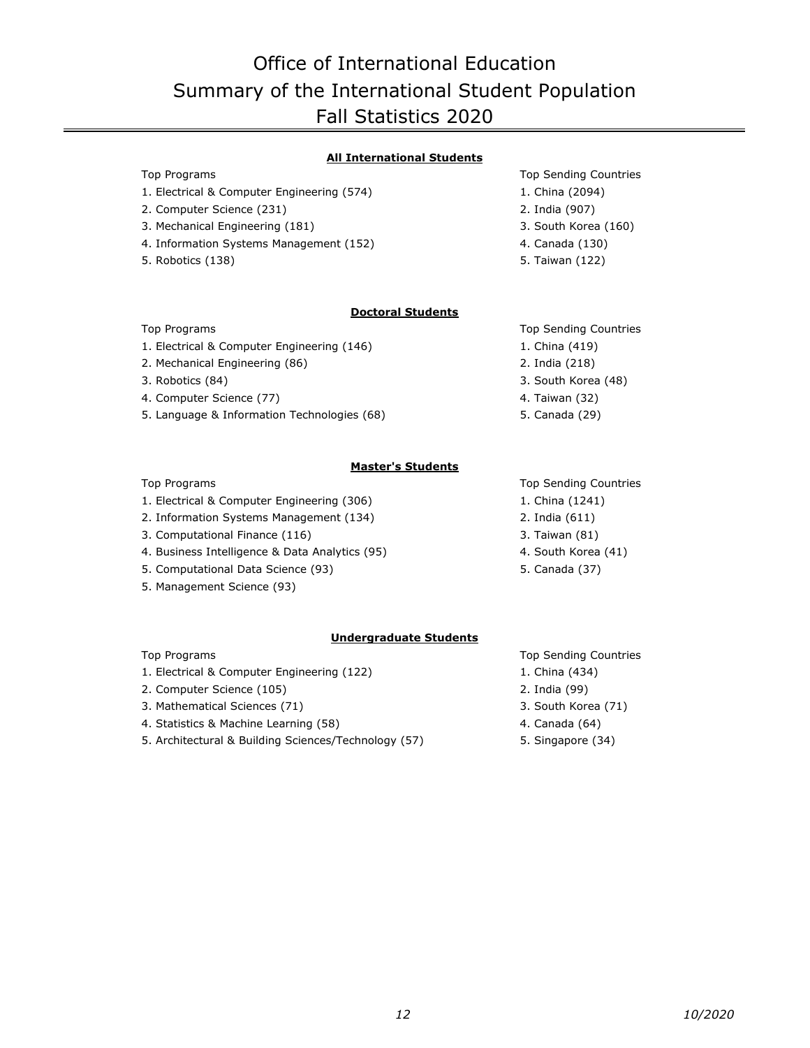# Office of International Education
# Summary of the International Student Population
# Fall Statistics 2020

## All International Students

| Top Programs | Top Sending Countries |
|---|---|
| 1. Electrical & Computer Engineering (574) | 1. China (2094) |
| 2. Computer Science (231) | 2. India (907) |
| 3. Mechanical Engineering (181) | 3. South Korea (160) |
| 4. Information Systems Management (152) | 4. Canada (130) |
| 5. Robotics (138) | 5. Taiwan (122) |

## Doctoral Students

| Top Programs | Top Sending Countries |
|---|---|
| 1. Electrical & Computer Engineering (146) | 1. China (419) |
| 2. Mechanical Engineering (86) | 2. India (218) |
| 3. Robotics (84) | 3. South Korea (48) |
| 4. Computer Science (77) | 4. Taiwan (32) |
| 5. Language & Information Technologies (68) | 5. Canada (29) |

## Master's Students

| Top Programs | Top Sending Countries |
|---|---|
| 1. Electrical & Computer Engineering (306) | 1. China (1241) |
| 2. Information Systems Management (134) | 2. India (611) |
| 3. Computational Finance (116) | 3. Taiwan (81) |
| 4. Business Intelligence & Data Analytics (95) | 4. South Korea (41) |
| 5. Computational Data Science (93) | 5. Canada (37) |
| 5. Management Science (93) | |

## Undergraduate Students

| Top Programs | Top Sending Countries |
|---|---|
| 1. Electrical & Computer Engineering (122) | 1. China (434) |
| 2. Computer Science (105) | 2. India (99) |
| 3. Mathematical Sciences (71) | 3. South Korea (71) |
| 4. Statistics & Machine Learning (58) | 4. Canada (64) |
| 5. Architectural & Building Sciences/Technology (57) | 5. Singapore (34) |

10/2020